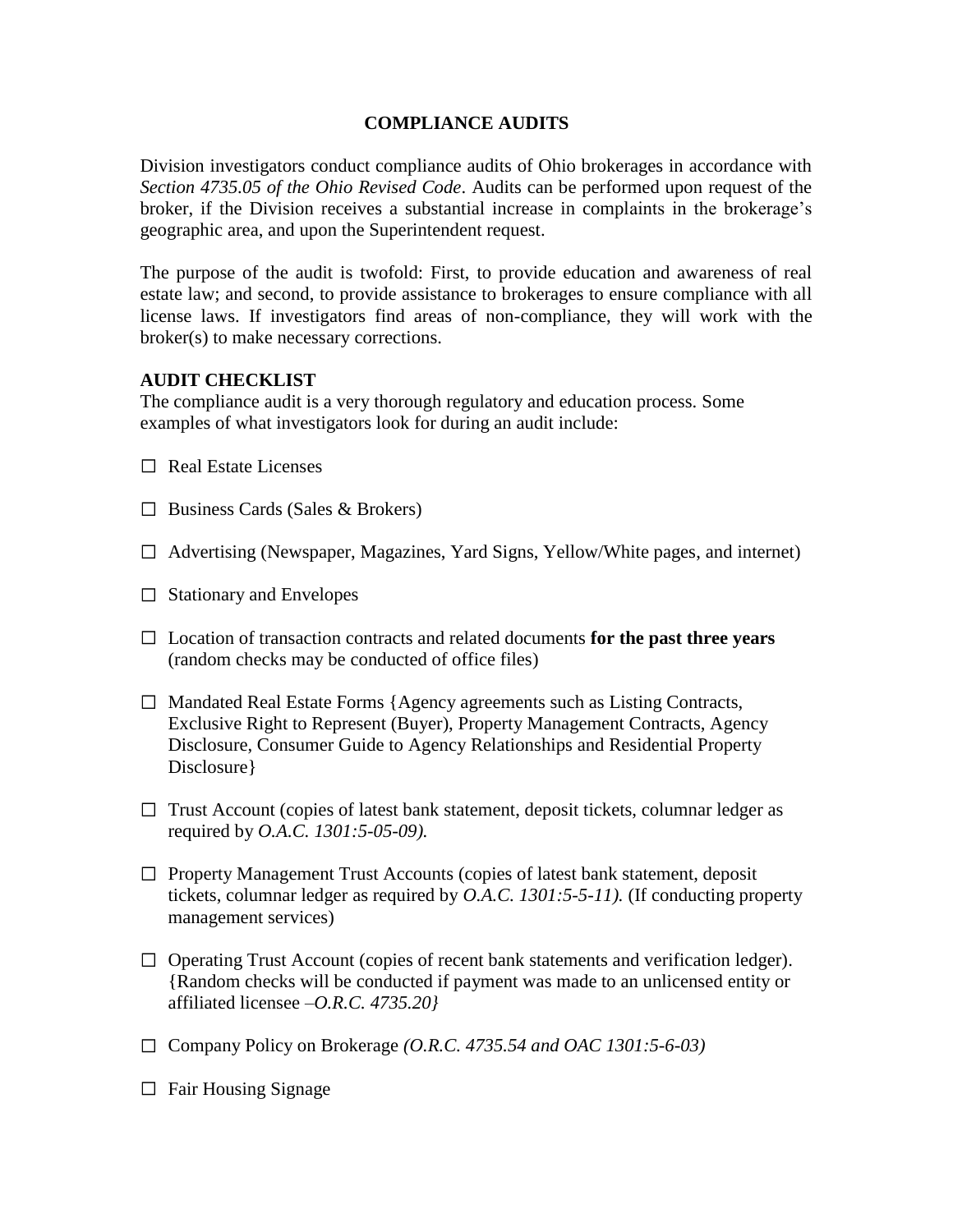# COMPLIANCE AUDITS

Division investigators conduct compliance audits of Ohio brokerages in accordance with *Section 4735.05 of the Ohio Revised Code*. Audits can be performed upon request of the broker, if the Division receives a substantial increase in complaints in the brokerage's geographic area, and upon the Superintendent request.

The purpose of the audit is twofold: First, to provide education and awareness of real estate law; and second, to provide assistance to brokerages to ensure compliance with all license laws. If investigators find areas of non-compliance, they will work with the broker(s) to make necessary corrections.

**AUDIT CHECKLIST**

The compliance audit is a very thorough regulatory and education process. Some examples of what investigators look for during an audit include:

- ☐ Real Estate Licenses
- ☐ Business Cards (Sales & Brokers)
- ☐ Advertising (Newspaper, Magazines, Yard Signs, Yellow/White pages, and internet)
- ☐ Stationary and Envelopes
- ☐ Location of transaction contracts and related documents **for the past three years** (random checks may be conducted of office files)
- ☐ Mandated Real Estate Forms {Agency agreements such as Listing Contracts, Exclusive Right to Represent (Buyer), Property Management Contracts, Agency Disclosure, Consumer Guide to Agency Relationships and Residential Property Disclosure}
- ☐ Trust Account (copies of latest bank statement, deposit tickets, columnar ledger as required by *O.A.C. 1301:5-05-09).*
- ☐ Property Management Trust Accounts (copies of latest bank statement, deposit tickets, columnar ledger as required by *O.A.C. 1301:5-5-11).* (If conducting property management services)
- ☐ Operating Trust Account (copies of recent bank statements and verification ledger). {Random checks will be conducted if payment was made to an unlicensed entity or affiliated licensee –*O.R.C. 4735.20}*
- ☐ Company Policy on Brokerage *(O.R.C. 4735.54 and OAC 1301:5-6-03)*
- ☐ Fair Housing Signage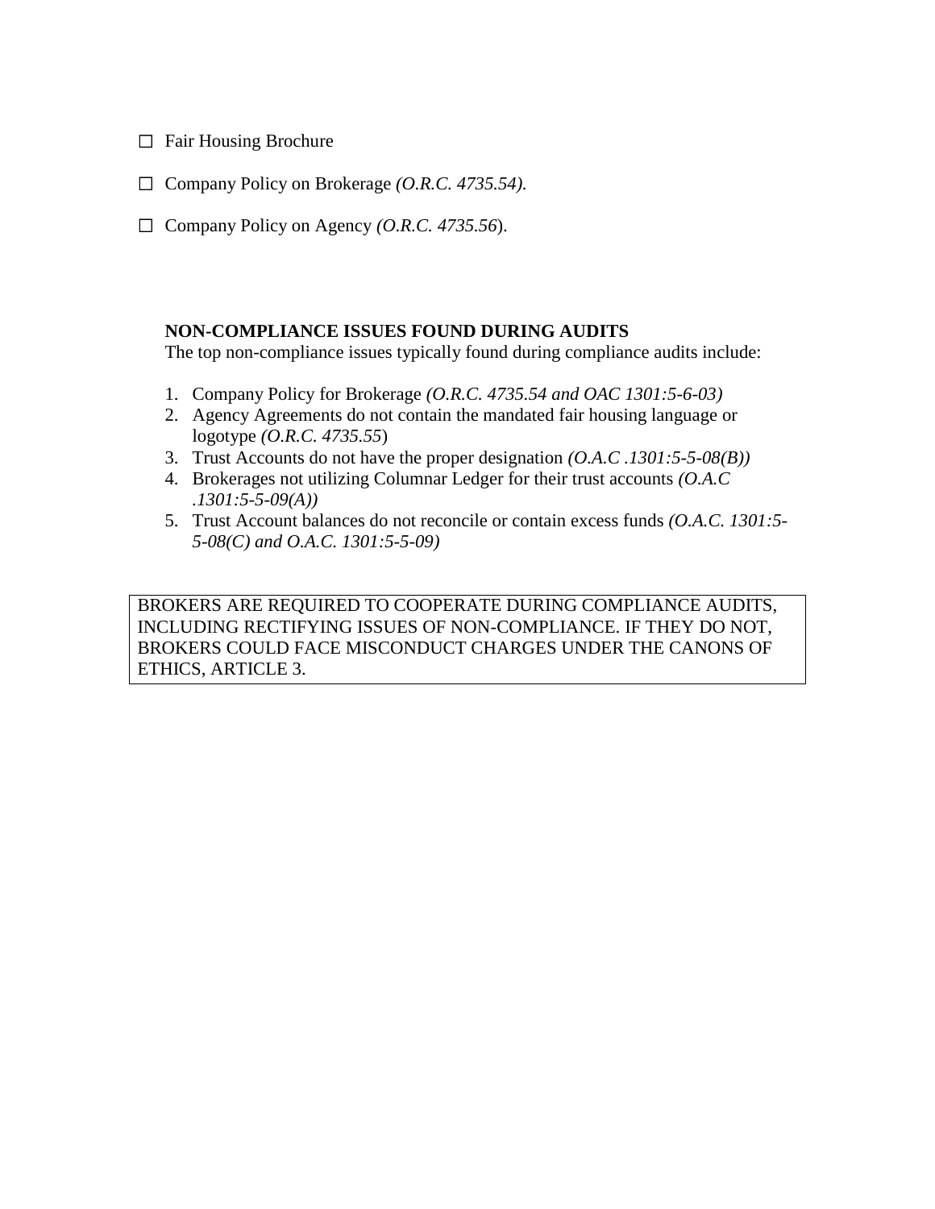☐ Fair Housing Brochure

☐ Company Policy on Brokerage *(O.R.C. 4735.54).*

☐ Company Policy on Agency *(O.R.C. 4735.56*).

**NON-COMPLIANCE ISSUES FOUND DURING AUDITS**
The top non-compliance issues typically found during compliance audits include:

1. Company Policy for Brokerage *(O.R.C. 4735.54 and OAC 1301:5-6-03)*
2. Agency Agreements do not contain the mandated fair housing language or logotype *(O.R.C. 4735.55*)
3. Trust Accounts do not have the proper designation *(O.A.C .1301:5-5-08(B))*
4. Brokerages not utilizing Columnar Ledger for their trust accounts *(O.A.C .1301:5-5-09(A))*
5. Trust Account balances do not reconcile or contain excess funds *(O.A.C. 1301:5-5-08(C) and O.A.C. 1301:5-5-09)*

BROKERS ARE REQUIRED TO COOPERATE DURING COMPLIANCE AUDITS, INCLUDING RECTIFYING ISSUES OF NON-COMPLIANCE. IF THEY DO NOT, BROKERS COULD FACE MISCONDUCT CHARGES UNDER THE CANONS OF ETHICS, ARTICLE 3.